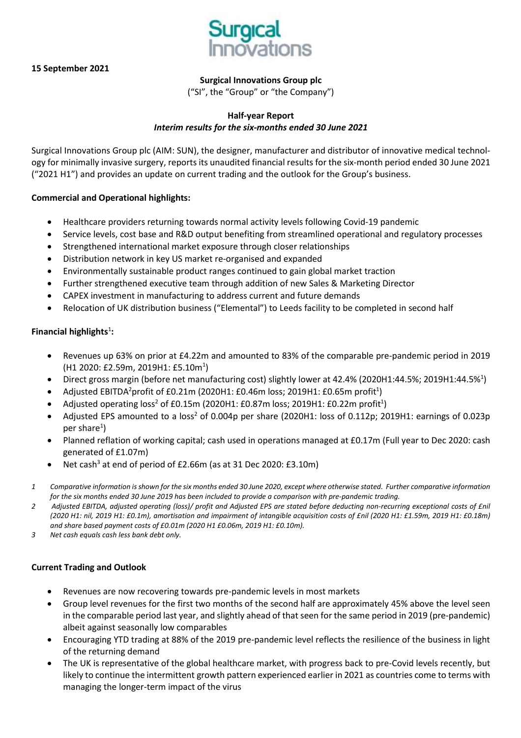**15 September 2021**

**Surgical Innovations Group plc**

("SI", the "Group" or "the Company")

**Half-year Report**

***Interim results for the six-months ended 30 June 2021***

Surgical Innovations Group plc (AIM: SUN), the designer, manufacturer and distributor of innovative medical technology for minimally invasive surgery, reports its unaudited financial results for the six-month period ended 30 June 2021 ("2021 H1") and provides an update on current trading and the outlook for the Group's business.

**Commercial and Operational highlights:**

- Healthcare providers returning towards normal activity levels following Covid-19 pandemic
- Service levels, cost base and R&D output benefiting from streamlined operational and regulatory processes
- Strengthened international market exposure through closer relationships
- Distribution network in key US market re-organised and expanded
- Environmentally sustainable product ranges continued to gain global market traction
- Further strengthened executive team through addition of new Sales & Marketing Director
- CAPEX investment in manufacturing to address current and future demands
- Relocation of UK distribution business ("Elemental") to Leeds facility to be completed in second half

**Financial highlights**[1]**:**

- Revenues up 63% on prior at £4.22m and amounted to 83% of the comparable pre-pandemic period in 2019 (H1 2020: £2.59m, 2019H1: £5.10m[1])
- Direct gross margin (before net manufacturing cost) slightly lower at 42.4% (2020H1:44.5%; 2019H1:44.5%[1])
- Adjusted EBITDA[2] profit of £0.21m (2020H1: £0.46m loss; 2019H1: £0.65m profit[1])
- Adjusted operating loss[2] of £0.15m (2020H1: £0.87m loss; 2019H1: £0.22m profit[1])
- Adjusted EPS amounted to a loss[2] of 0.004p per share (2020H1: loss of 0.112p; 2019H1: earnings of 0.023p per share[1])
- Planned reflation of working capital; cash used in operations managed at £0.17m (Full year to Dec 2020: cash generated of £1.07m)
- Net cash[3] at end of period of £2.66m (as at 31 Dec 2020: £3.10m)

*1 Comparative information is shown for the six months ended 30 June 2020, except where otherwise stated. Further comparative information for the six months ended 30 June 2019 has been included to provide a comparison with pre-pandemic trading.*

*2 Adjusted EBITDA, adjusted operating (loss)/ profit and Adjusted EPS are stated before deducting non-recurring exceptional costs of £nil (2020 H1: nil, 2019 H1: £0.1m), amortisation and impairment of intangible acquisition costs of £nil (2020 H1: £1.59m, 2019 H1: £0.18m) and share based payment costs of £0.01m (2020 H1 £0.06m, 2019 H1: £0.10m).*

*3 Net cash equals cash less bank debt only.*

**Current Trading and Outlook**

- Revenues are now recovering towards pre-pandemic levels in most markets
- Group level revenues for the first two months of the second half are approximately 45% above the level seen in the comparable period last year, and slightly ahead of that seen for the same period in 2019 (pre-pandemic) albeit against seasonally low comparables
- Encouraging YTD trading at 88% of the 2019 pre-pandemic level reflects the resilience of the business in light of the returning demand
- The UK is representative of the global healthcare market, with progress back to pre-Covid levels recently, but likely to continue the intermittent growth pattern experienced earlier in 2021 as countries come to terms with managing the longer-term impact of the virus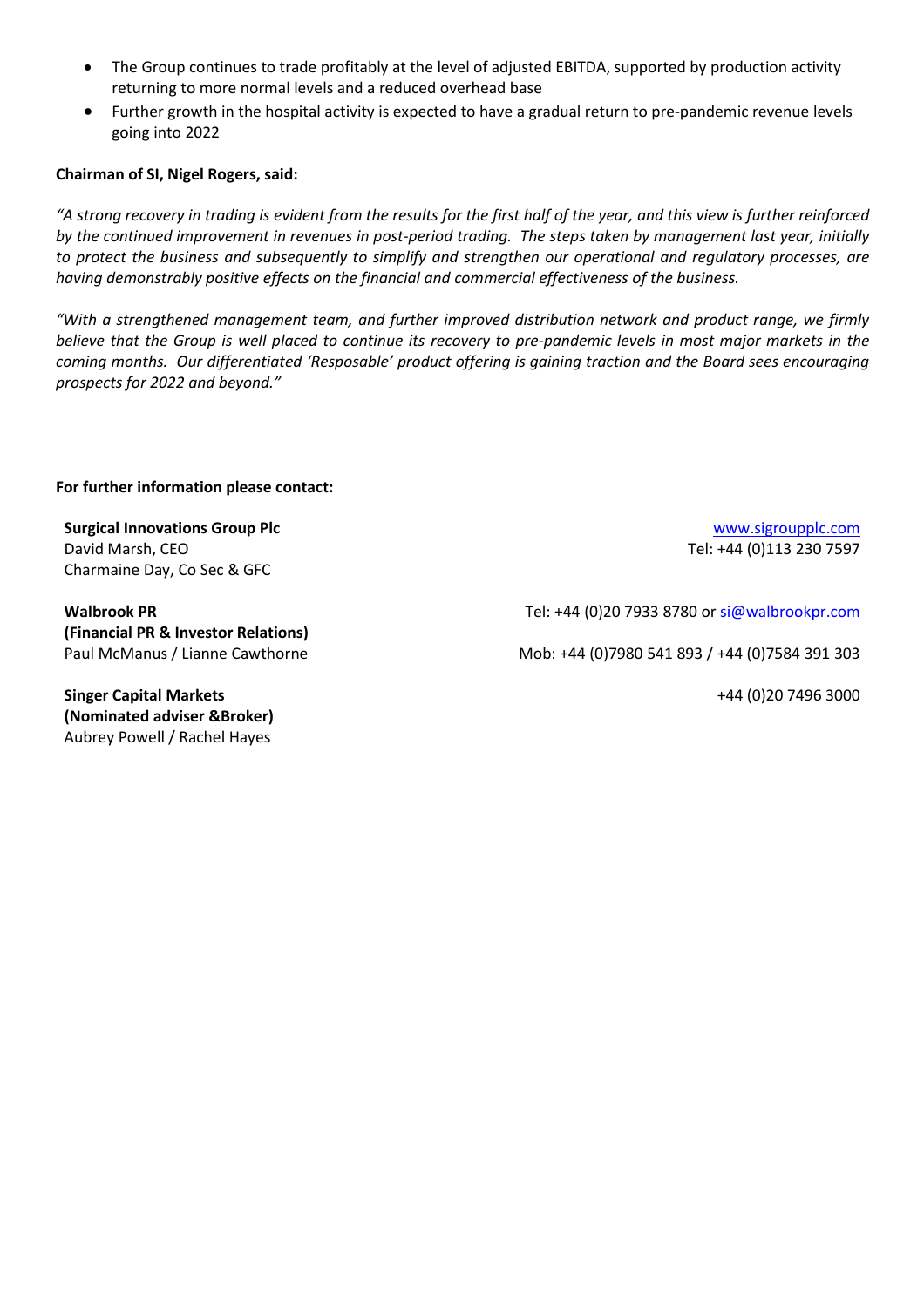- The Group continues to trade profitably at the level of adjusted EBITDA, supported by production activity returning to more normal levels and a reduced overhead base
- Further growth in the hospital activity is expected to have a gradual return to pre-pandemic revenue levels going into 2022

**Chairman of SI, Nigel Rogers, said:**

*"A strong recovery in trading is evident from the results for the first half of the year, and this view is further reinforced by the continued improvement in revenues in post-period trading. The steps taken by management last year, initially to protect the business and subsequently to simplify and strengthen our operational and regulatory processes, are having demonstrably positive effects on the financial and commercial effectiveness of the business.*

*"With a strengthened management team, and further improved distribution network and product range, we firmly believe that the Group is well placed to continue its recovery to pre-pandemic levels in most major markets in the coming months. Our differentiated 'Resposable' product offering is gaining traction and the Board sees encouraging prospects for 2022 and beyond."*

**For further information please contact:**

| | |
|---|---|
| **Surgical Innovations Group Plc** | www.sigroupplc.com |
| David Marsh, CEO | Tel: +44 (0)113 230 7597 |
| Charmaine Day, Co Sec & GFC | |
| **Walbrook PR** | Tel: +44 (0)20 7933 8780 or si@walbrookpr.com |
| **(Financial PR & Investor Relations)** | |
| Paul McManus / Lianne Cawthorne | Mob: +44 (0)7980 541 893 / +44 (0)7584 391 303 |
| **Singer Capital Markets** | +44 (0)20 7496 3000 |
| **(Nominated adviser &Broker)** | |
| Aubrey Powell / Rachel Hayes | |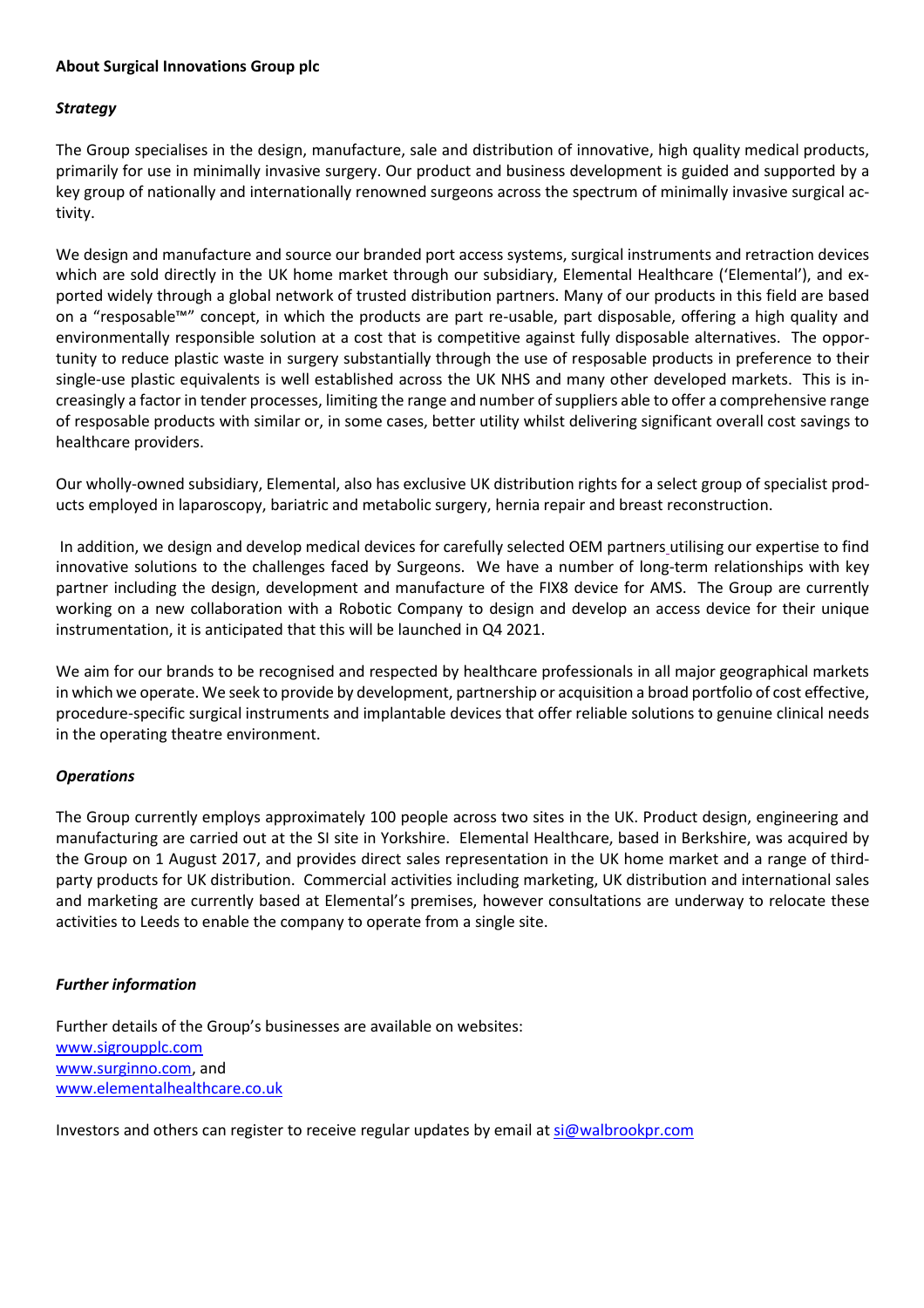**About Surgical Innovations Group plc**

***Strategy***

The Group specialises in the design, manufacture, sale and distribution of innovative, high quality medical products, primarily for use in minimally invasive surgery. Our product and business development is guided and supported by a key group of nationally and internationally renowned surgeons across the spectrum of minimally invasive surgical activity.

We design and manufacture and source our branded port access systems, surgical instruments and retraction devices which are sold directly in the UK home market through our subsidiary, Elemental Healthcare ('Elemental'), and exported widely through a global network of trusted distribution partners. Many of our products in this field are based on a "resposable™" concept, in which the products are part re-usable, part disposable, offering a high quality and environmentally responsible solution at a cost that is competitive against fully disposable alternatives. The opportunity to reduce plastic waste in surgery substantially through the use of resposable products in preference to their single-use plastic equivalents is well established across the UK NHS and many other developed markets. This is increasingly a factor in tender processes, limiting the range and number of suppliers able to offer a comprehensive range of resposable products with similar or, in some cases, better utility whilst delivering significant overall cost savings to healthcare providers.

Our wholly-owned subsidiary, Elemental, also has exclusive UK distribution rights for a select group of specialist products employed in laparoscopy, bariatric and metabolic surgery, hernia repair and breast reconstruction.

In addition, we design and develop medical devices for carefully selected OEM partners utilising our expertise to find innovative solutions to the challenges faced by Surgeons. We have a number of long-term relationships with key partner including the design, development and manufacture of the FIX8 device for AMS. The Group are currently working on a new collaboration with a Robotic Company to design and develop an access device for their unique instrumentation, it is anticipated that this will be launched in Q4 2021.

We aim for our brands to be recognised and respected by healthcare professionals in all major geographical markets in which we operate. We seek to provide by development, partnership or acquisition a broad portfolio of cost effective, procedure-specific surgical instruments and implantable devices that offer reliable solutions to genuine clinical needs in the operating theatre environment.

***Operations***

The Group currently employs approximately 100 people across two sites in the UK. Product design, engineering and manufacturing are carried out at the SI site in Yorkshire. Elemental Healthcare, based in Berkshire, was acquired by the Group on 1 August 2017, and provides direct sales representation in the UK home market and a range of third-party products for UK distribution. Commercial activities including marketing, UK distribution and international sales and marketing are currently based at Elemental's premises, however consultations are underway to relocate these activities to Leeds to enable the company to operate from a single site.

***Further information***

Further details of the Group's businesses are available on websites:
www.sigroupplc.com
www.surginno.com, and
www.elementalhealthcare.co.uk

Investors and others can register to receive regular updates by email at si@walbrookpr.com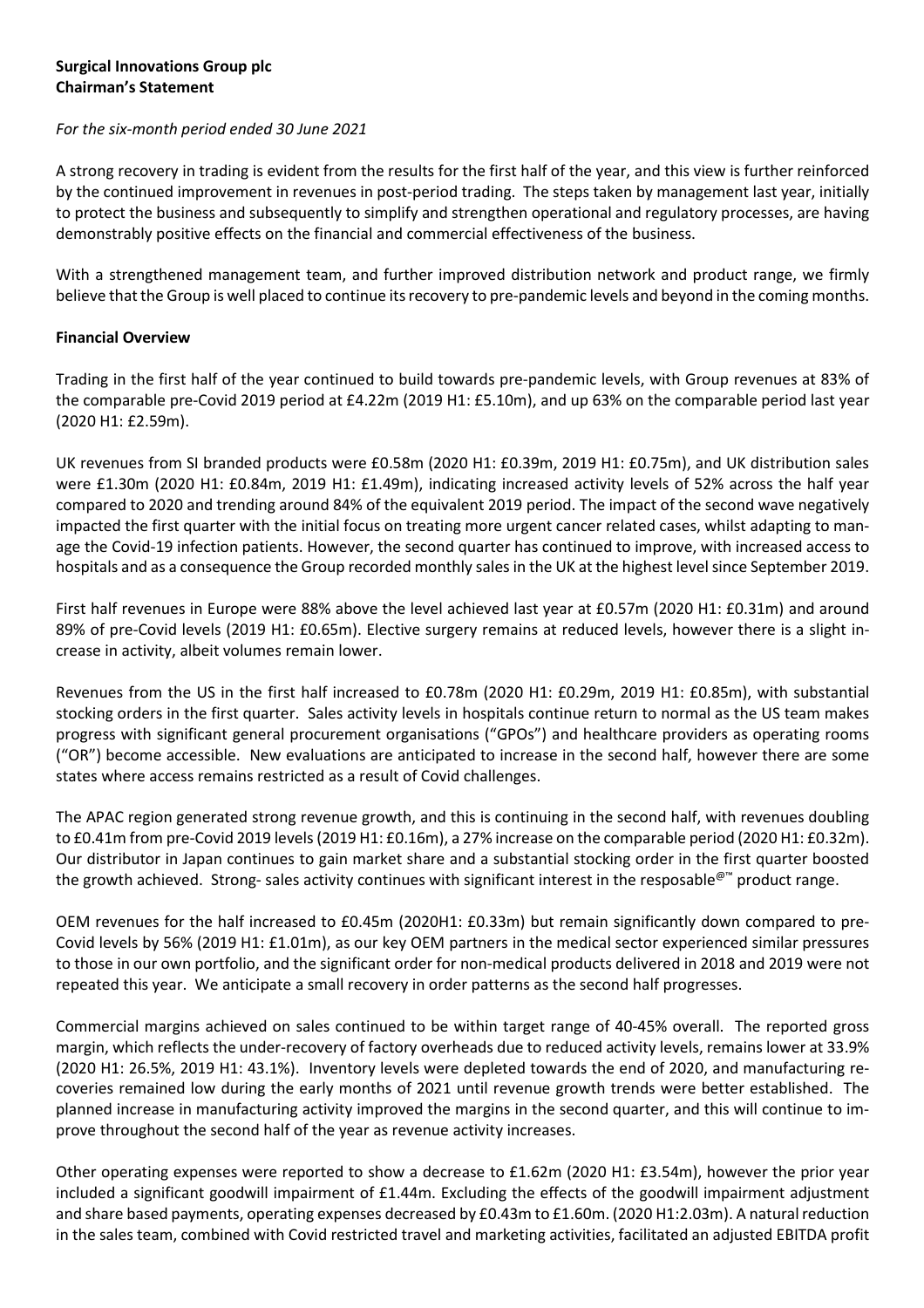**Surgical Innovations Group plc**
**Chairman's Statement**

*For the six-month period ended 30 June 2021*

A strong recovery in trading is evident from the results for the first half of the year, and this view is further reinforced by the continued improvement in revenues in post-period trading. The steps taken by management last year, initially to protect the business and subsequently to simplify and strengthen operational and regulatory processes, are having demonstrably positive effects on the financial and commercial effectiveness of the business.

With a strengthened management team, and further improved distribution network and product range, we firmly believe that the Group is well placed to continue its recovery to pre-pandemic levels and beyond in the coming months.

**Financial Overview**

Trading in the first half of the year continued to build towards pre-pandemic levels, with Group revenues at 83% of the comparable pre-Covid 2019 period at £4.22m (2019 H1: £5.10m), and up 63% on the comparable period last year (2020 H1: £2.59m).

UK revenues from SI branded products were £0.58m (2020 H1: £0.39m, 2019 H1: £0.75m), and UK distribution sales were £1.30m (2020 H1: £0.84m, 2019 H1: £1.49m), indicating increased activity levels of 52% across the half year compared to 2020 and trending around 84% of the equivalent 2019 period. The impact of the second wave negatively impacted the first quarter with the initial focus on treating more urgent cancer related cases, whilst adapting to manage the Covid-19 infection patients. However, the second quarter has continued to improve, with increased access to hospitals and as a consequence the Group recorded monthly sales in the UK at the highest level since September 2019.

First half revenues in Europe were 88% above the level achieved last year at £0.57m (2020 H1: £0.31m) and around 89% of pre-Covid levels (2019 H1: £0.65m). Elective surgery remains at reduced levels, however there is a slight increase in activity, albeit volumes remain lower.

Revenues from the US in the first half increased to £0.78m (2020 H1: £0.29m, 2019 H1: £0.85m), with substantial stocking orders in the first quarter. Sales activity levels in hospitals continue return to normal as the US team makes progress with significant general procurement organisations ("GPOs") and healthcare providers as operating rooms ("OR") become accessible. New evaluations are anticipated to increase in the second half, however there are some states where access remains restricted as a result of Covid challenges.

The APAC region generated strong revenue growth, and this is continuing in the second half, with revenues doubling to £0.41m from pre-Covid 2019 levels (2019 H1: £0.16m), a 27% increase on the comparable period (2020 H1: £0.32m). Our distributor in Japan continues to gain market share and a substantial stocking order in the first quarter boosted the growth achieved. Strong- sales activity continues with significant interest in the resposable®™ product range.

OEM revenues for the half increased to £0.45m (2020H1: £0.33m) but remain significantly down compared to pre-Covid levels by 56% (2019 H1: £1.01m), as our key OEM partners in the medical sector experienced similar pressures to those in our own portfolio, and the significant order for non-medical products delivered in 2018 and 2019 were not repeated this year. We anticipate a small recovery in order patterns as the second half progresses.

Commercial margins achieved on sales continued to be within target range of 40-45% overall. The reported gross margin, which reflects the under-recovery of factory overheads due to reduced activity levels, remains lower at 33.9% (2020 H1: 26.5%, 2019 H1: 43.1%). Inventory levels were depleted towards the end of 2020, and manufacturing recoveries remained low during the early months of 2021 until revenue growth trends were better established. The planned increase in manufacturing activity improved the margins in the second quarter, and this will continue to improve throughout the second half of the year as revenue activity increases.

Other operating expenses were reported to show a decrease to £1.62m (2020 H1: £3.54m), however the prior year included a significant goodwill impairment of £1.44m. Excluding the effects of the goodwill impairment adjustment and share based payments, operating expenses decreased by £0.43m to £1.60m. (2020 H1:2.03m). A natural reduction in the sales team, combined with Covid restricted travel and marketing activities, facilitated an adjusted EBITDA profit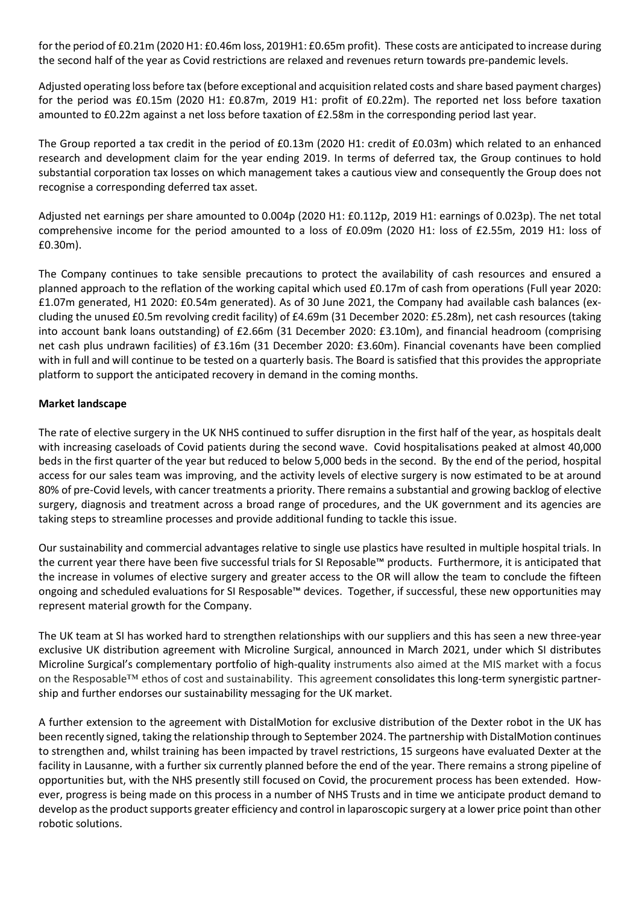for the period of £0.21m (2020 H1: £0.46m loss, 2019H1: £0.65m profit). These costs are anticipated to increase during the second half of the year as Covid restrictions are relaxed and revenues return towards pre-pandemic levels.

Adjusted operating loss before tax (before exceptional and acquisition related costs and share based payment charges) for the period was £0.15m (2020 H1: £0.87m, 2019 H1: profit of £0.22m). The reported net loss before taxation amounted to £0.22m against a net loss before taxation of £2.58m in the corresponding period last year.

The Group reported a tax credit in the period of £0.13m (2020 H1: credit of £0.03m) which related to an enhanced research and development claim for the year ending 2019. In terms of deferred tax, the Group continues to hold substantial corporation tax losses on which management takes a cautious view and consequently the Group does not recognise a corresponding deferred tax asset.

Adjusted net earnings per share amounted to 0.004p (2020 H1: £0.112p, 2019 H1: earnings of 0.023p). The net total comprehensive income for the period amounted to a loss of £0.09m (2020 H1: loss of £2.55m, 2019 H1: loss of £0.30m).

The Company continues to take sensible precautions to protect the availability of cash resources and ensured a planned approach to the reflation of the working capital which used £0.17m of cash from operations (Full year 2020: £1.07m generated, H1 2020: £0.54m generated). As of 30 June 2021, the Company had available cash balances (excluding the unused £0.5m revolving credit facility) of £4.69m (31 December 2020: £5.28m), net cash resources (taking into account bank loans outstanding) of £2.66m (31 December 2020: £3.10m), and financial headroom (comprising net cash plus undrawn facilities) of £3.16m (31 December 2020: £3.60m). Financial covenants have been complied with in full and will continue to be tested on a quarterly basis. The Board is satisfied that this provides the appropriate platform to support the anticipated recovery in demand in the coming months.

**Market landscape**

The rate of elective surgery in the UK NHS continued to suffer disruption in the first half of the year, as hospitals dealt with increasing caseloads of Covid patients during the second wave. Covid hospitalisations peaked at almost 40,000 beds in the first quarter of the year but reduced to below 5,000 beds in the second. By the end of the period, hospital access for our sales team was improving, and the activity levels of elective surgery is now estimated to be at around 80% of pre-Covid levels, with cancer treatments a priority. There remains a substantial and growing backlog of elective surgery, diagnosis and treatment across a broad range of procedures, and the UK government and its agencies are taking steps to streamline processes and provide additional funding to tackle this issue.

Our sustainability and commercial advantages relative to single use plastics have resulted in multiple hospital trials. In the current year there have been five successful trials for SI Reposable™ products. Furthermore, it is anticipated that the increase in volumes of elective surgery and greater access to the OR will allow the team to conclude the fifteen ongoing and scheduled evaluations for SI Resposable™ devices. Together, if successful, these new opportunities may represent material growth for the Company.

The UK team at SI has worked hard to strengthen relationships with our suppliers and this has seen a new three-year exclusive UK distribution agreement with Microline Surgical, announced in March 2021, under which SI distributes Microline Surgical's complementary portfolio of high-quality instruments also aimed at the MIS market with a focus on the Resposable™ ethos of cost and sustainability. This agreement consolidates this long-term synergistic partnership and further endorses our sustainability messaging for the UK market.

A further extension to the agreement with DistalMotion for exclusive distribution of the Dexter robot in the UK has been recently signed, taking the relationship through to September 2024. The partnership with DistalMotion continues to strengthen and, whilst training has been impacted by travel restrictions, 15 surgeons have evaluated Dexter at the facility in Lausanne, with a further six currently planned before the end of the year. There remains a strong pipeline of opportunities but, with the NHS presently still focused on Covid, the procurement process has been extended. However, progress is being made on this process in a number of NHS Trusts and in time we anticipate product demand to develop as the product supports greater efficiency and control in laparoscopic surgery at a lower price point than other robotic solutions.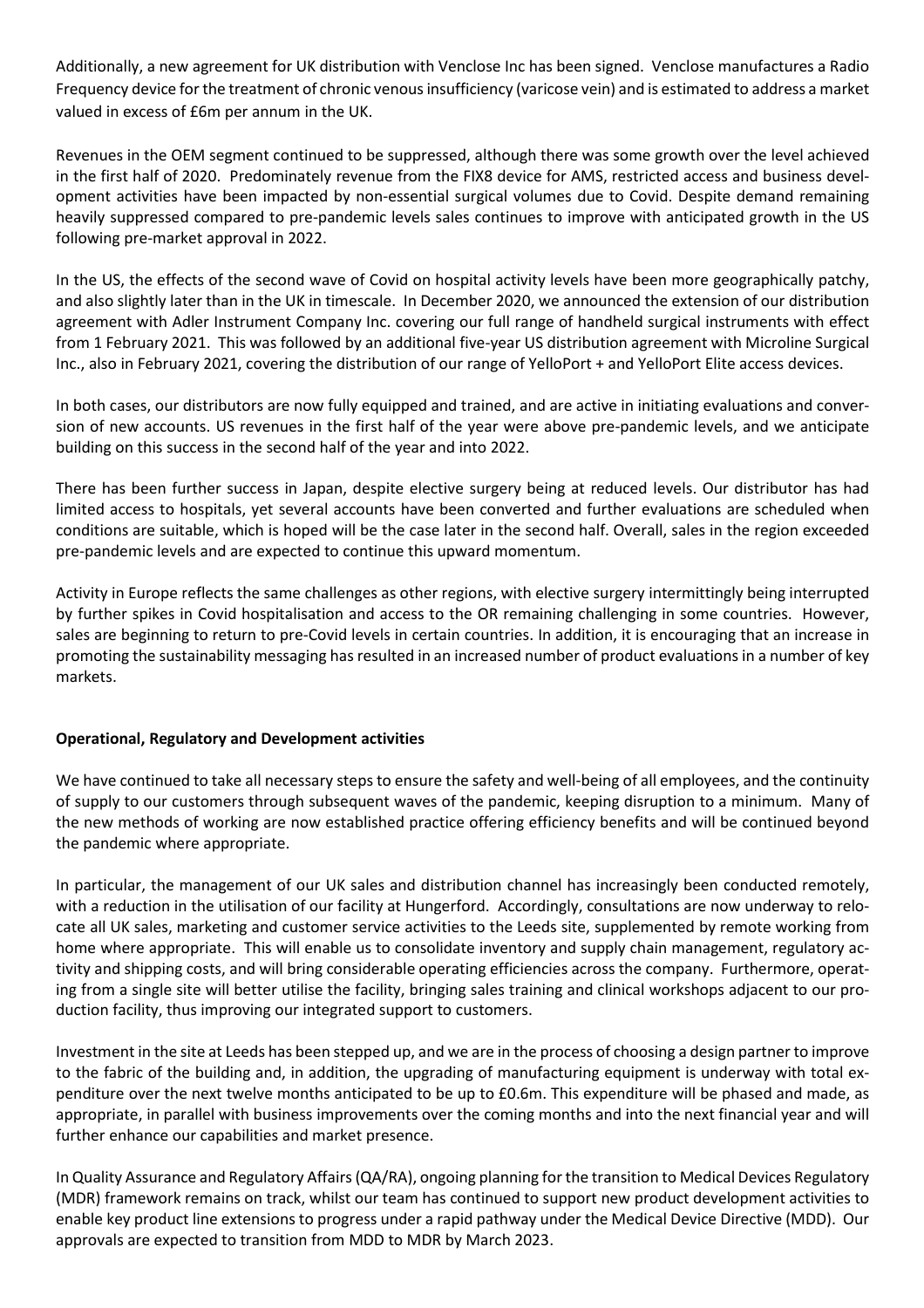Additionally, a new agreement for UK distribution with Venclose Inc has been signed. Venclose manufactures a Radio Frequency device for the treatment of chronic venous insufficiency (varicose vein) and is estimated to address a market valued in excess of £6m per annum in the UK.

Revenues in the OEM segment continued to be suppressed, although there was some growth over the level achieved in the first half of 2020. Predominately revenue from the FIX8 device for AMS, restricted access and business development activities have been impacted by non-essential surgical volumes due to Covid. Despite demand remaining heavily suppressed compared to pre-pandemic levels sales continues to improve with anticipated growth in the US following pre-market approval in 2022.

In the US, the effects of the second wave of Covid on hospital activity levels have been more geographically patchy, and also slightly later than in the UK in timescale. In December 2020, we announced the extension of our distribution agreement with Adler Instrument Company Inc. covering our full range of handheld surgical instruments with effect from 1 February 2021. This was followed by an additional five-year US distribution agreement with Microline Surgical Inc., also in February 2021, covering the distribution of our range of YelloPort + and YelloPort Elite access devices.

In both cases, our distributors are now fully equipped and trained, and are active in initiating evaluations and conversion of new accounts. US revenues in the first half of the year were above pre-pandemic levels, and we anticipate building on this success in the second half of the year and into 2022.

There has been further success in Japan, despite elective surgery being at reduced levels. Our distributor has had limited access to hospitals, yet several accounts have been converted and further evaluations are scheduled when conditions are suitable, which is hoped will be the case later in the second half. Overall, sales in the region exceeded pre-pandemic levels and are expected to continue this upward momentum.

Activity in Europe reflects the same challenges as other regions, with elective surgery intermittingly being interrupted by further spikes in Covid hospitalisation and access to the OR remaining challenging in some countries. However, sales are beginning to return to pre-Covid levels in certain countries. In addition, it is encouraging that an increase in promoting the sustainability messaging has resulted in an increased number of product evaluations in a number of key markets.

**Operational, Regulatory and Development activities**

We have continued to take all necessary steps to ensure the safety and well-being of all employees, and the continuity of supply to our customers through subsequent waves of the pandemic, keeping disruption to a minimum. Many of the new methods of working are now established practice offering efficiency benefits and will be continued beyond the pandemic where appropriate.

In particular, the management of our UK sales and distribution channel has increasingly been conducted remotely, with a reduction in the utilisation of our facility at Hungerford. Accordingly, consultations are now underway to relocate all UK sales, marketing and customer service activities to the Leeds site, supplemented by remote working from home where appropriate. This will enable us to consolidate inventory and supply chain management, regulatory activity and shipping costs, and will bring considerable operating efficiencies across the company. Furthermore, operating from a single site will better utilse the facility, bringing sales training and clinical workshops adjacent to our production facility, thus improving our integrated support to customers.

Investment in the site at Leeds has been stepped up, and we are in the process of choosing a design partner to improve to the fabric of the building and, in addition, the upgrading of manufacturing equipment is underway with total expenditure over the next twelve months anticipated to be up to £0.6m. This expenditure will be phased and made, as appropriate, in parallel with business improvements over the coming months and into the next financial year and will further enhance our capabilities and market presence.

In Quality Assurance and Regulatory Affairs (QA/RA), ongoing planning for the transition to Medical Devices Regulatory (MDR) framework remains on track, whilst our team has continued to support new product development activities to enable key product line extensions to progress under a rapid pathway under the Medical Device Directive (MDD). Our approvals are expected to transition from MDD to MDR by March 2023.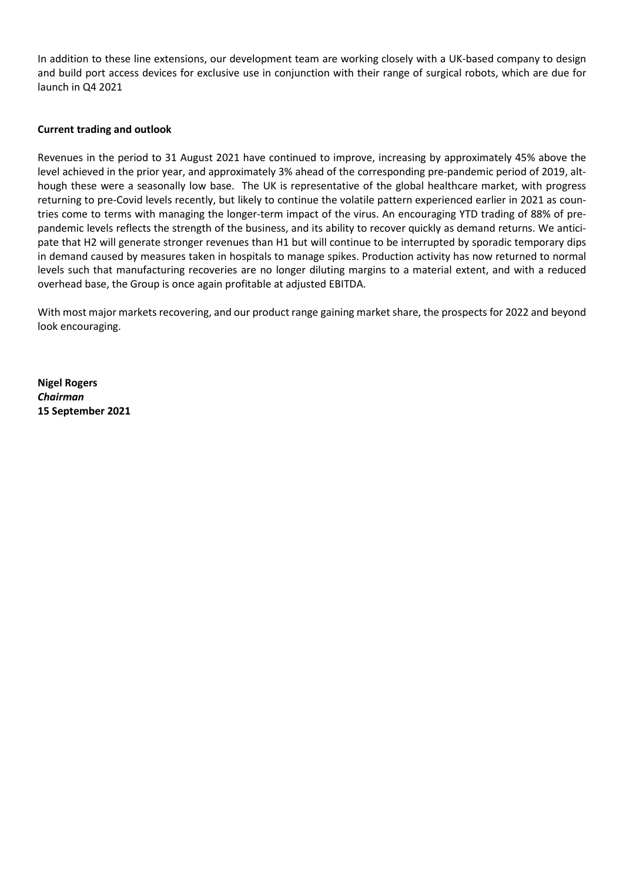In addition to these line extensions, our development team are working closely with a UK-based company to design and build port access devices for exclusive use in conjunction with their range of surgical robots, which are due for launch in Q4 2021

**Current trading and outlook**

Revenues in the period to 31 August 2021 have continued to improve, increasing by approximately 45% above the level achieved in the prior year, and approximately 3% ahead of the corresponding pre-pandemic period of 2019, although these were a seasonally low base. The UK is representative of the global healthcare market, with progress returning to pre-Covid levels recently, but likely to continue the volatile pattern experienced earlier in 2021 as countries come to terms with managing the longer-term impact of the virus. An encouraging YTD trading of 88% of pre-pandemic levels reflects the strength of the business, and its ability to recover quickly as demand returns. We anticipate that H2 will generate stronger revenues than H1 but will continue to be interrupted by sporadic temporary dips in demand caused by measures taken in hospitals to manage spikes. Production activity has now returned to normal levels such that manufacturing recoveries are no longer diluting margins to a material extent, and with a reduced overhead base, the Group is once again profitable at adjusted EBITDA.

With most major markets recovering, and our product range gaining market share, the prospects for 2022 and beyond look encouraging.

**Nigel Rogers**
***Chairman***
**15 September 2021**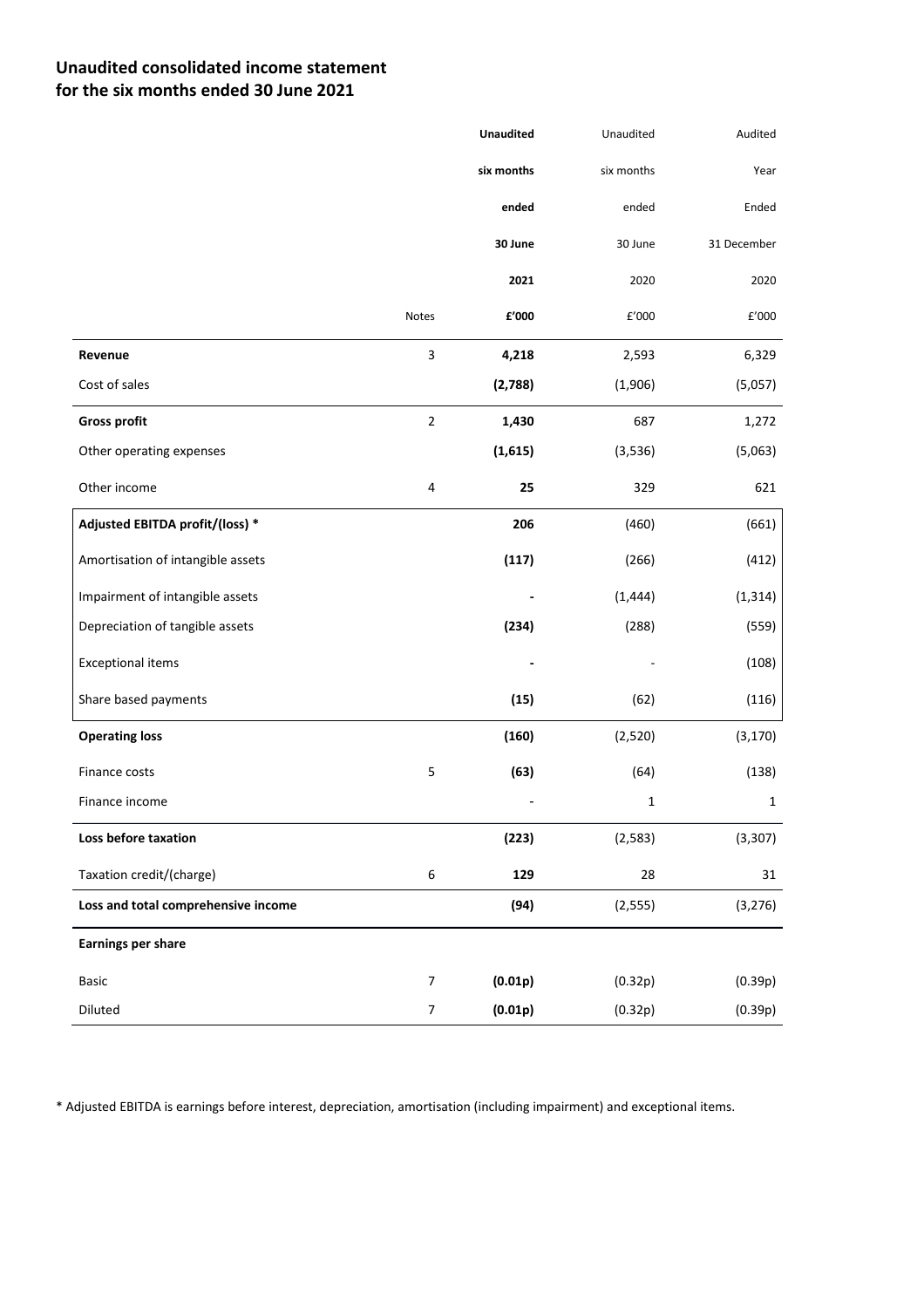## Unaudited consolidated income statement for the six months ended 30 June 2021

| | Notes | **Unaudited six months ended 30 June 2021 £'000** | Unaudited six months ended 30 June 2020 £'000 | Audited Year Ended 31 December 2020 £'000 |
|---|---|---|---|---|
| **Revenue** | 3 | **4,218** | 2,593 | 6,329 |
| Cost of sales | | **(2,788)** | (1,906) | (5,057) |
| **Gross profit** | 2 | **1,430** | 687 | 1,272 |
| Other operating expenses | | **(1,615)** | (3,536) | (5,063) |
| Other income | 4 | **25** | 329 | 621 |
| **Adjusted EBITDA profit/(loss) *** | | **206** | (460) | (661) |
| Amortisation of intangible assets | | **(117)** | (266) | (412) |
| Impairment of intangible assets | | **-** | (1,444) | (1,314) |
| Depreciation of tangible assets | | **(234)** | (288) | (559) |
| Exceptional items | | **-** | - | (108) |
| Share based payments | | **(15)** | (62) | (116) |
| **Operating loss** | | **(160)** | (2,520) | (3,170) |
| Finance costs | 5 | **(63)** | (64) | (138) |
| Finance income | | - | 1 | 1 |
| **Loss before taxation** | | **(223)** | (2,583) | (3,307) |
| Taxation credit/(charge) | 6 | **129** | 28 | 31 |
| **Loss and total comprehensive income** | | **(94)** | (2,555) | (3,276) |
| **Earnings per share** | | | | |
| Basic | 7 | **(0.01p)** | (0.32p) | (0.39p) |
| Diluted | 7 | **(0.01p)** | (0.32p) | (0.39p) |

* Adjusted EBITDA is earnings before interest, depreciation, amortisation (including impairment) and exceptional items.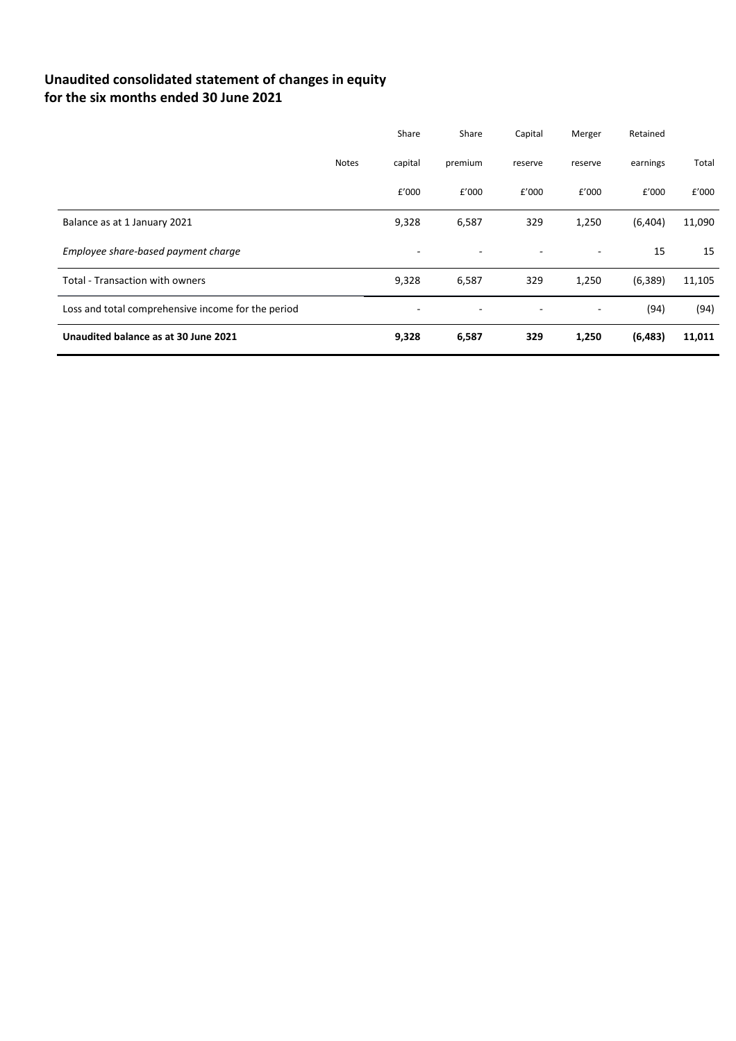## Unaudited consolidated statement of changes in equity for the six months ended 30 June 2021

| | Notes | Share capital | Share premium | Capital reserve | Merger reserve | Retained earnings | Total |
|---|---|---|---|---|---|---|---|
| | | £'000 | £'000 | £'000 | £'000 | £'000 | £'000 |
| Balance as at 1 January 2021 | | 9,328 | 6,587 | 329 | 1,250 | (6,404) | 11,090 |
| *Employee share-based payment charge* | | - | - | - | - | 15 | 15 |
| Total - Transaction with owners | | 9,328 | 6,587 | 329 | 1,250 | (6,389) | 11,105 |
| Loss and total comprehensive income for the period | | - | - | - | - | (94) | (94) |
| **Unaudited balance as at 30 June 2021** | | **9,328** | **6,587** | **329** | **1,250** | **(6,483)** | **11,011** |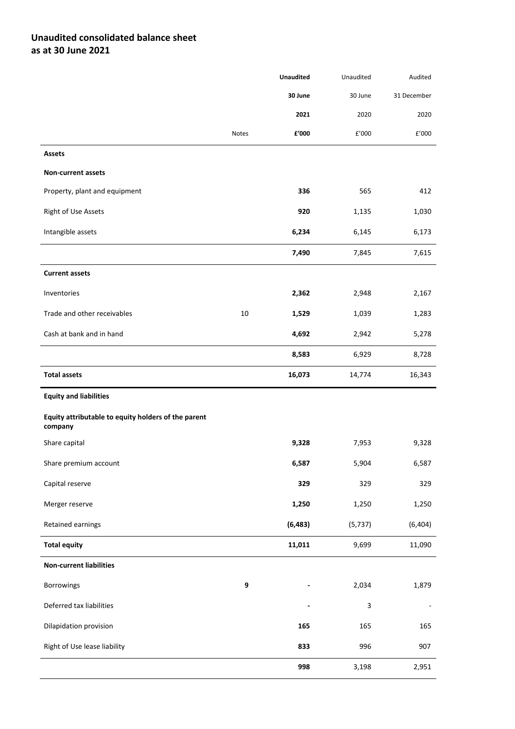## Unaudited consolidated balance sheet
## as at 30 June 2021

| | Notes | **Unaudited 30 June 2021 £'000** | Unaudited 30 June 2020 £'000 | Audited 31 December 2020 £'000 |
|---|---|---|---|---|
| **Assets** | | | | |
| **Non-current assets** | | | | |
| Property, plant and equipment | | **336** | 565 | 412 |
| Right of Use Assets | | **920** | 1,135 | 1,030 |
| Intangible assets | | **6,234** | 6,145 | 6,173 |
| | | **7,490** | 7,845 | 7,615 |
| **Current assets** | | | | |
| Inventories | | **2,362** | 2,948 | 2,167 |
| Trade and other receivables | 10 | **1,529** | 1,039 | 1,283 |
| Cash at bank and in hand | | **4,692** | 2,942 | 5,278 |
| | | **8,583** | 6,929 | 8,728 |
| **Total assets** | | **16,073** | 14,774 | 16,343 |
| **Equity and liabilities** | | | | |
| **Equity attributable to equity holders of the parent company** | | | | |
| Share capital | | **9,328** | 7,953 | 9,328 |
| Share premium account | | **6,587** | 5,904 | 6,587 |
| Capital reserve | | **329** | 329 | 329 |
| Merger reserve | | **1,250** | 1,250 | 1,250 |
| Retained earnings | | **(6,483)** | (5,737) | (6,404) |
| **Total equity** | | **11,011** | 9,699 | 11,090 |
| **Non-current liabilities** | | | | |
| Borrowings | **9** | **-** | 2,034 | 1,879 |
| Deferred tax liabilities | | **-** | 3 | - |
| Dilapidation provision | | **165** | 165 | 165 |
| Right of Use lease liability | | **833** | 996 | 907 |
| | | **998** | 3,198 | 2,951 |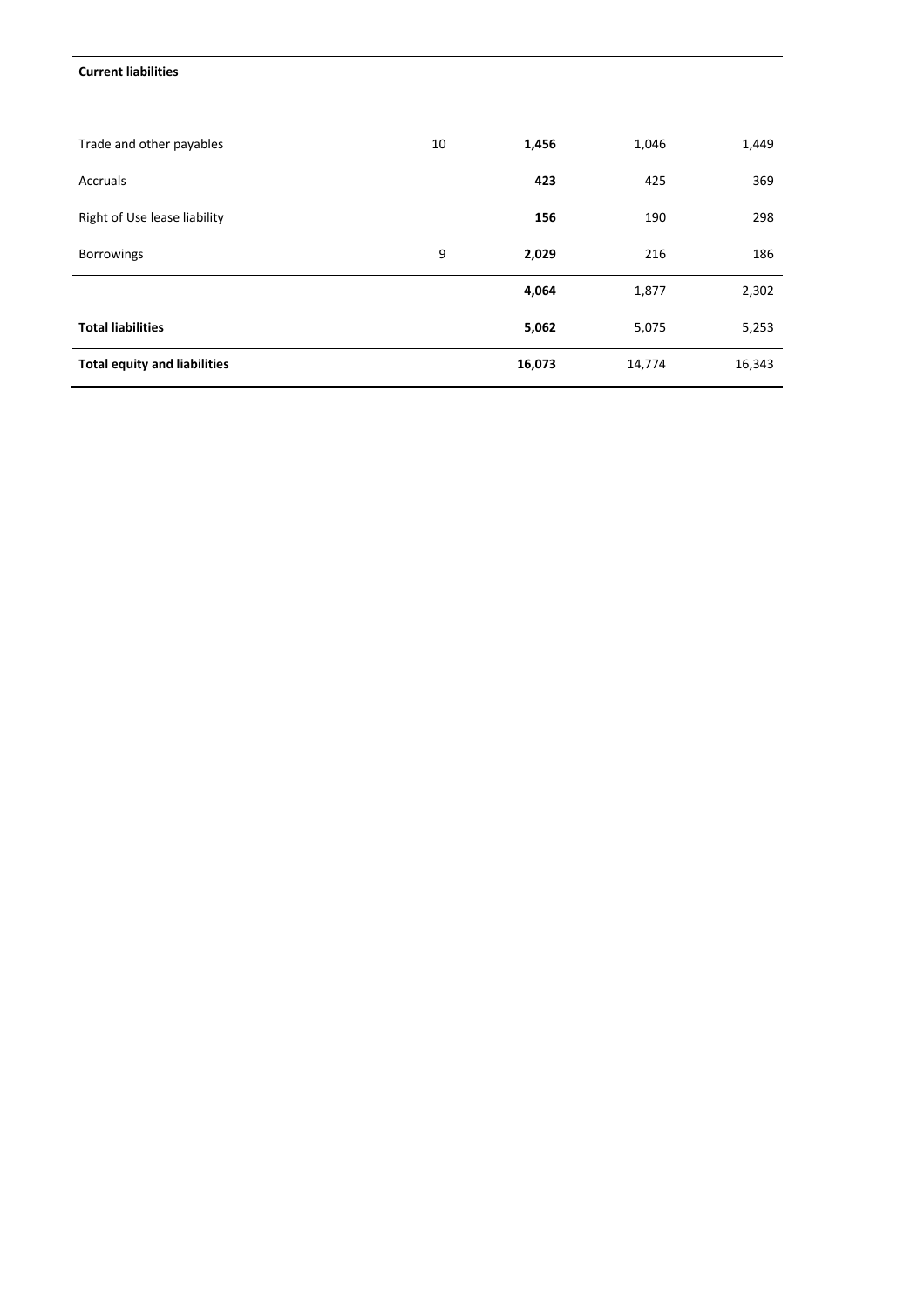| Current liabilities | | | | |
|---|---|---|---|---|
| Trade and other payables | 10 | **1,456** | 1,046 | 1,449 |
| Accruals | | **423** | 425 | 369 |
| Right of Use lease liability | | **156** | 190 | 298 |
| Borrowings | 9 | **2,029** | 216 | 186 |
| | | **4,064** | 1,877 | 2,302 |
| **Total liabilities** | | **5,062** | 5,075 | 5,253 |
| **Total equity and liabilities** | | **16,073** | 14,774 | 16,343 |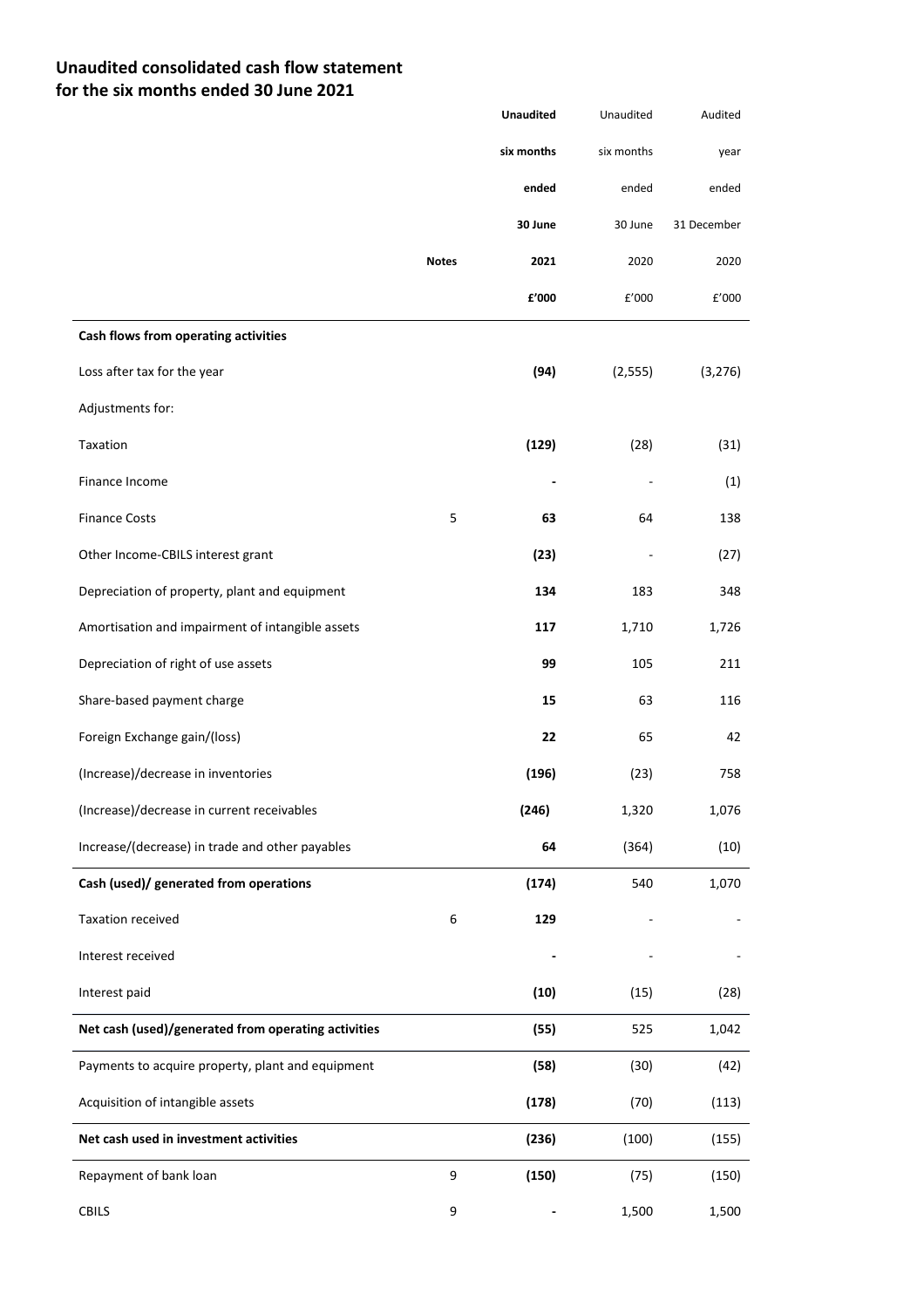## Unaudited consolidated cash flow statement for the six months ended 30 June 2021

| | Notes | **Unaudited six months ended 30 June 2021 £'000** | Unaudited six months ended 30 June 2020 £'000 | Audited year ended 31 December 2020 £'000 |
|---|---|---|---|---|
| **Cash flows from operating activities** | | | | |
| Loss after tax for the year | | **(94)** | (2,555) | (3,276) |
| Adjustments for: | | | | |
| Taxation | | **(129)** | (28) | (31) |
| Finance Income | | **-** | - | (1) |
| Finance Costs | 5 | **63** | 64 | 138 |
| Other Income-CBILS interest grant | | **(23)** | - | (27) |
| Depreciation of property, plant and equipment | | **134** | 183 | 348 |
| Amortisation and impairment of intangible assets | | **117** | 1,710 | 1,726 |
| Depreciation of right of use assets | | **99** | 105 | 211 |
| Share-based payment charge | | **15** | 63 | 116 |
| Foreign Exchange gain/(loss) | | **22** | 65 | 42 |
| (Increase)/decrease in inventories | | **(196)** | (23) | 758 |
| (Increase)/decrease in current receivables | | **(246)** | 1,320 | 1,076 |
| Increase/(decrease) in trade and other payables | | **64** | (364) | (10) |
| **Cash (used)/ generated from operations** | | **(174)** | 540 | 1,070 |
| Taxation received | 6 | **129** | - | - |
| Interest received | | **-** | - | - |
| Interest paid | | **(10)** | (15) | (28) |
| **Net cash (used)/generated from operating activities** | | **(55)** | 525 | 1,042 |
| Payments to acquire property, plant and equipment | | **(58)** | (30) | (42) |
| Acquisition of intangible assets | | **(178)** | (70) | (113) |
| **Net cash used in investment activities** | | **(236)** | (100) | (155) |
| Repayment of bank loan | 9 | **(150)** | (75) | (150) |
| CBILS | 9 | **-** | 1,500 | 1,500 |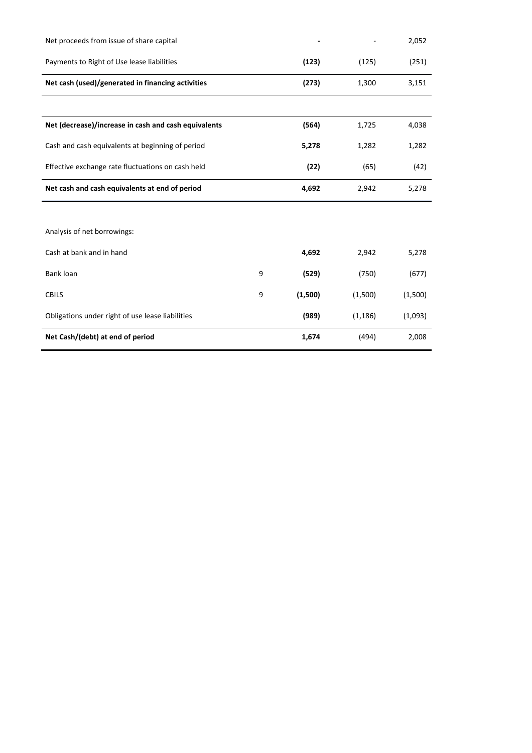| | | | | |
|---|---|---|---|---|
| Net proceeds from issue of share capital | | **-** | - | 2,052 |
| Payments to Right of Use lease liabilities | | **(123)** | (125) | (251) |
| **Net cash (used)/generated in financing activities** | | **(273)** | 1,300 | 3,151 |
| | | | | |
| **Net (decrease)/increase in cash and cash equivalents** | | **(564)** | 1,725 | 4,038 |
| Cash and cash equivalents at beginning of period | | **5,278** | 1,282 | 1,282 |
| Effective exchange rate fluctuations on cash held | | **(22)** | (65) | (42) |
| **Net cash and cash equivalents at end of period** | | **4,692** | 2,942 | 5,278 |
| | | | | |
| Analysis of net borrowings: | | | | |
| Cash at bank and in hand | | **4,692** | 2,942 | 5,278 |
| Bank loan | 9 | **(529)** | (750) | (677) |
| CBILS | 9 | **(1,500)** | (1,500) | (1,500) |
| Obligations under right of use lease liabilities | | **(989)** | (1,186) | (1,093) |
| **Net Cash/(debt) at end of period** | | **1,674** | (494) | 2,008 |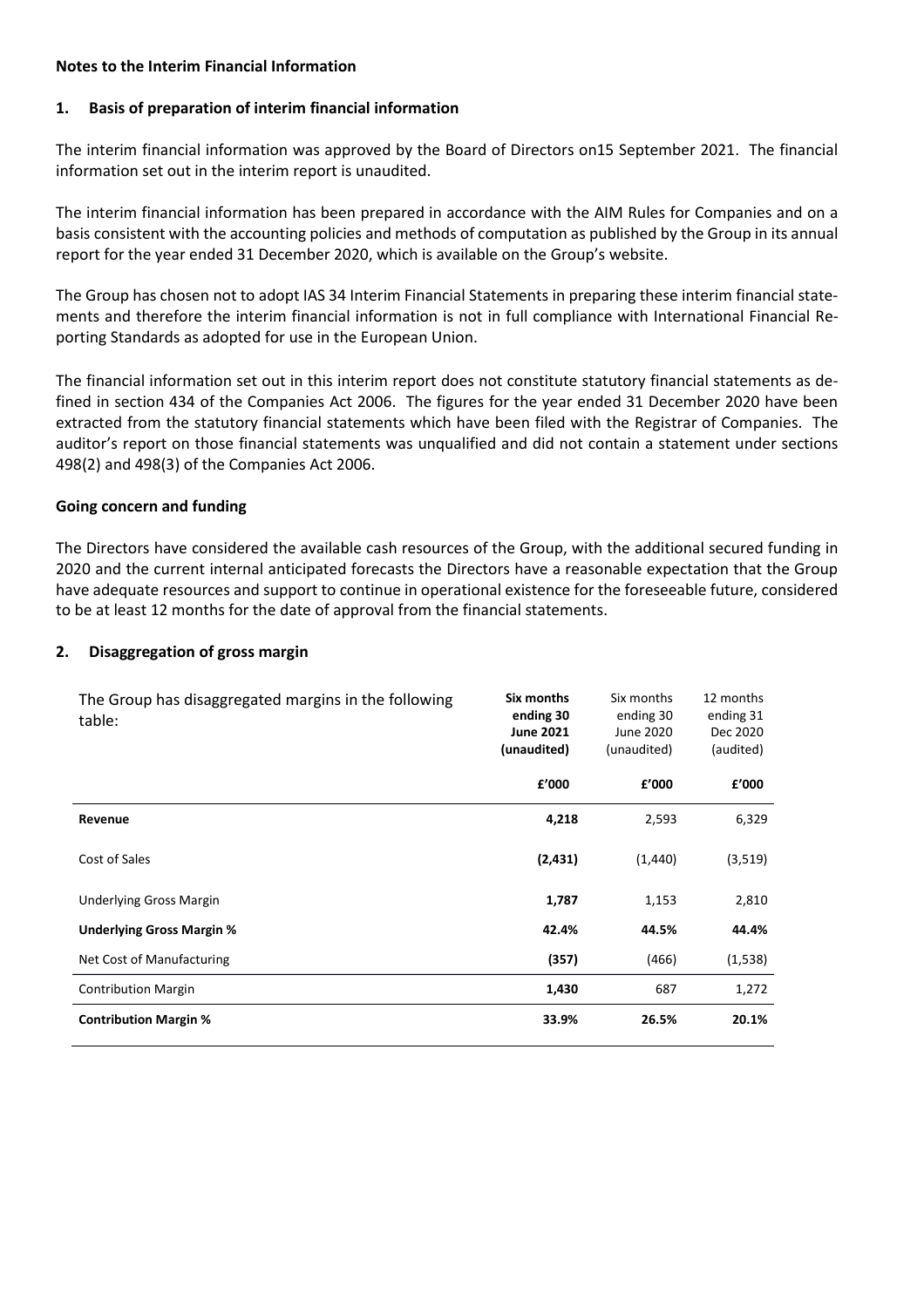**Notes to the Interim Financial Information**

## 1. Basis of preparation of interim financial information

The interim financial information was approved by the Board of Directors on15 September 2021. The financial information set out in the interim report is unaudited.

The interim financial information has been prepared in accordance with the AIM Rules for Companies and on a basis consistent with the accounting policies and methods of computation as published by the Group in its annual report for the year ended 31 December 2020, which is available on the Group's website.

The Group has chosen not to adopt IAS 34 Interim Financial Statements in preparing these interim financial statements and therefore the interim financial information is not in full compliance with International Financial Reporting Standards as adopted for use in the European Union.

The financial information set out in this interim report does not constitute statutory financial statements as defined in section 434 of the Companies Act 2006. The figures for the year ended 31 December 2020 have been extracted from the statutory financial statements which have been filed with the Registrar of Companies. The auditor's report on those financial statements was unqualified and did not contain a statement under sections 498(2) and 498(3) of the Companies Act 2006.

### Going concern and funding

The Directors have considered the available cash resources of the Group, with the additional secured funding in 2020 and the current internal anticipated forecasts the Directors have a reasonable expectation that the Group have adequate resources and support to continue in operational existence for the foreseeable future, considered to be at least 12 months for the date of approval from the financial statements.

## 2. Disaggregation of gross margin

| The Group has disaggregated margins in the following table: | **Six months ending 30 June 2021 (unaudited)** | Six months ending 30 June 2020 (unaudited) | 12 months ending 31 Dec 2020 (audited) |
|---|---|---|---|
| | **£'000** | **£'000** | **£'000** |
| **Revenue** | **4,218** | 2,593 | 6,329 |
| Cost of Sales | **(2,431)** | (1,440) | (3,519) |
| Underlying Gross Margin | **1,787** | 1,153 | 2,810 |
| **Underlying Gross Margin %** | **42.4%** | **44.5%** | **44.4%** |
| Net Cost of Manufacturing | **(357)** | (466) | (1,538) |
| Contribution Margin | **1,430** | 687 | 1,272 |
| **Contribution Margin %** | **33.9%** | **26.5%** | **20.1%** |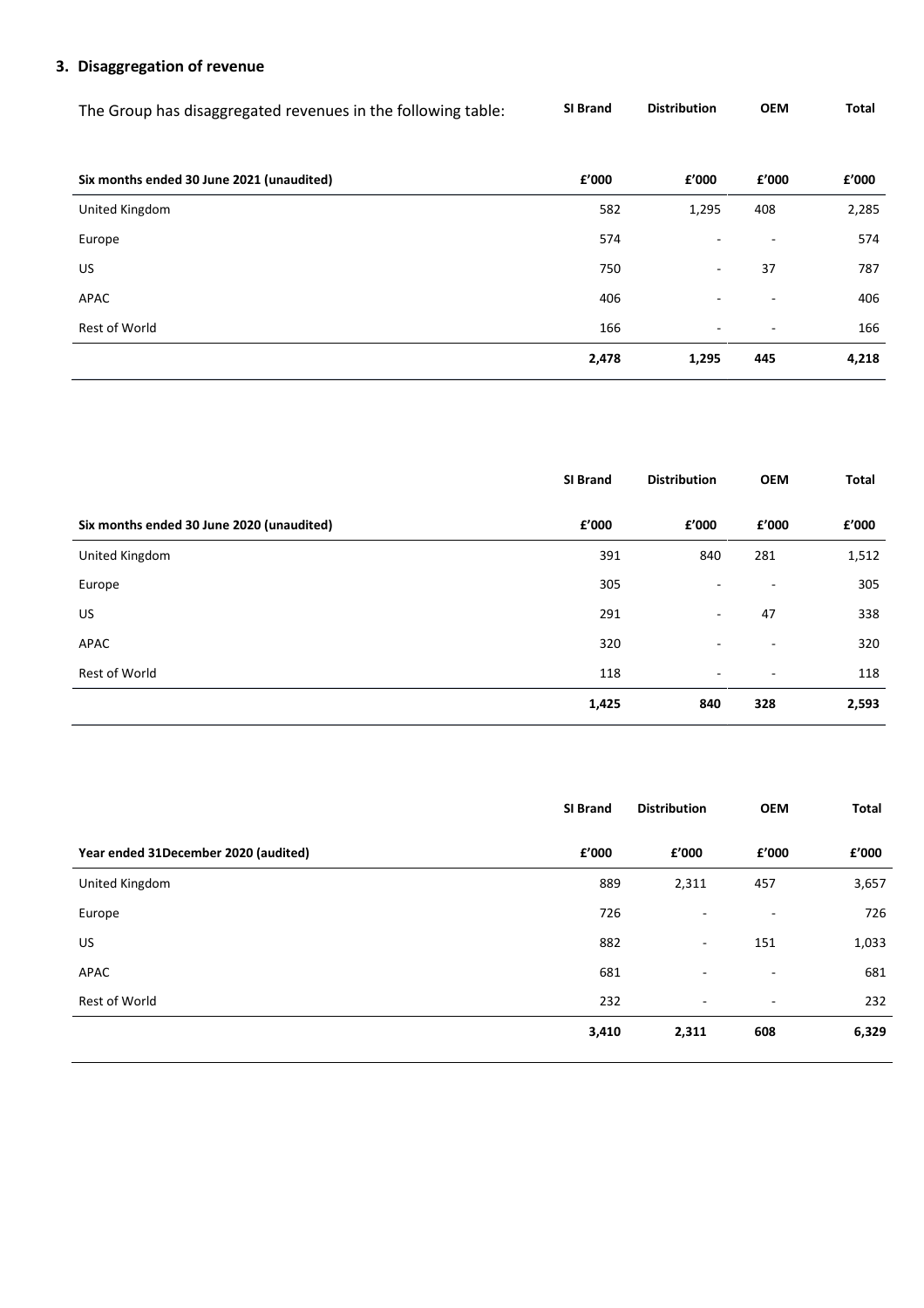### 3. Disaggregation of revenue

The Group has disaggregated revenues in the following table:

| | SI Brand | Distribution | OEM | Total |
|---|---|---|---|---|
| **Six months ended 30 June 2021 (unaudited)** | **£'000** | **£'000** | **£'000** | **£'000** |
| United Kingdom | 582 | 1,295 | 408 | 2,285 |
| Europe | 574 | - | - | 574 |
| US | 750 | - | 37 | 787 |
| APAC | 406 | - | - | 406 |
| Rest of World | 166 | - | - | 166 |
| | **2,478** | **1,295** | **445** | **4,218** |

| | SI Brand | Distribution | OEM | Total |
|---|---|---|---|---|
| **Six months ended 30 June 2020 (unaudited)** | **£'000** | **£'000** | **£'000** | **£'000** |
| United Kingdom | 391 | 840 | 281 | 1,512 |
| Europe | 305 | - | - | 305 |
| US | 291 | - | 47 | 338 |
| APAC | 320 | - | - | 320 |
| Rest of World | 118 | - | - | 118 |
| | **1,425** | **840** | **328** | **2,593** |

| | SI Brand | Distribution | OEM | Total |
|---|---|---|---|---|
| **Year ended 31December 2020 (audited)** | **£'000** | **£'000** | **£'000** | **£'000** |
| United Kingdom | 889 | 2,311 | 457 | 3,657 |
| Europe | 726 | - | - | 726 |
| US | 882 | - | 151 | 1,033 |
| APAC | 681 | - | - | 681 |
| Rest of World | 232 | - | - | 232 |
| | **3,410** | **2,311** | **608** | **6,329** |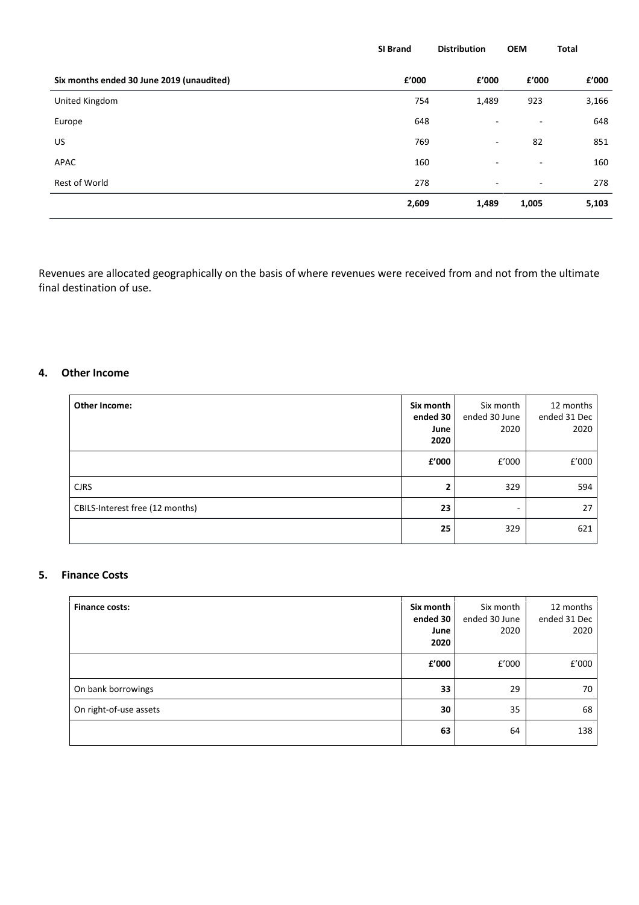| | SI Brand | Distribution | OEM | Total |
|---|---|---|---|---|
| **Six months ended 30 June 2019 (unaudited)** | **£'000** | **£'000** | **£'000** | **£'000** |
| United Kingdom | 754 | 1,489 | 923 | 3,166 |
| Europe | 648 | - | - | 648 |
| US | 769 | - | 82 | 851 |
| APAC | 160 | - | - | 160 |
| Rest of World | 278 | - | - | 278 |
| | **2,609** | **1,489** | **1,005** | **5,103** |

Revenues are allocated geographically on the basis of where revenues were received from and not from the ultimate final destination of use.

## 4. Other Income

| **Other Income:** | **Six month ended 30 June 2020** | Six month ended 30 June 2020 | 12 months ended 31 Dec 2020 |
|---|---|---|---|
| | **£'000** | £'000 | £'000 |
| CJRS | **2** | 329 | 594 |
| CBILS-Interest free (12 months) | **23** | - | 27 |
| | **25** | 329 | 621 |

## 5. Finance Costs

| **Finance costs:** | **Six month ended 30 June 2020** | Six month ended 30 June 2020 | 12 months ended 31 Dec 2020 |
|---|---|---|---|
| | **£'000** | £'000 | £'000 |
| On bank borrowings | **33** | 29 | 70 |
| On right-of-use assets | **30** | 35 | 68 |
| | **63** | 64 | 138 |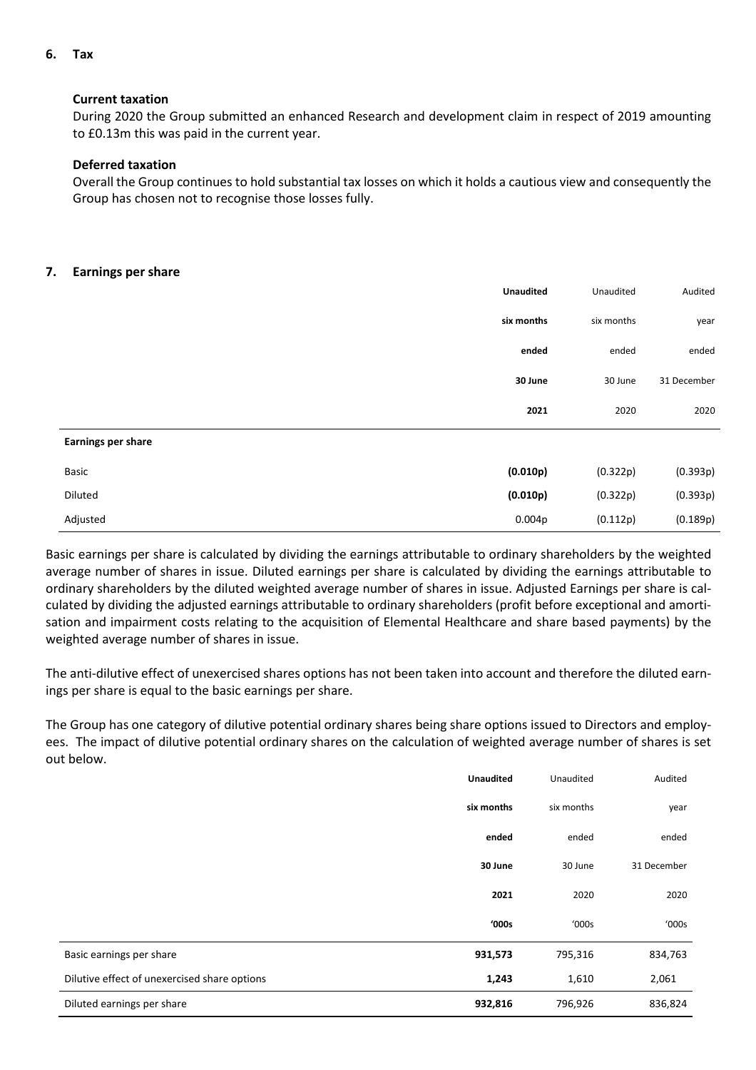## 6. Tax

### Current taxation

During 2020 the Group submitted an enhanced Research and development claim in respect of 2019 amounting to £0.13m this was paid in the current year.

### Deferred taxation

Overall the Group continues to hold substantial tax losses on which it holds a cautious view and consequently the Group has chosen not to recognise those losses fully.

## 7. Earnings per share

| | **Unaudited six months ended 30 June 2021** | Unaudited six months ended 30 June 2020 | Audited year ended 31 December 2020 |
|---|---|---|---|
| **Earnings per share** | | | |
| Basic | **(0.010p)** | (0.322p) | (0.393p) |
| Diluted | **(0.010p)** | (0.322p) | (0.393p) |
| Adjusted | 0.004p | (0.112p) | (0.189p) |

Basic earnings per share is calculated by dividing the earnings attributable to ordinary shareholders by the weighted average number of shares in issue. Diluted earnings per share is calculated by dividing the earnings attributable to ordinary shareholders by the diluted weighted average number of shares in issue. Adjusted Earnings per share is calculated by dividing the adjusted earnings attributable to ordinary shareholders (profit before exceptional and amortisation and impairment costs relating to the acquisition of Elemental Healthcare and share based payments) by the weighted average number of shares in issue.

The anti-dilutive effect of unexercised shares options has not been taken into account and therefore the diluted earnings per share is equal to the basic earnings per share.

The Group has one category of dilutive potential ordinary shares being share options issued to Directors and employees. The impact of dilutive potential ordinary shares on the calculation of weighted average number of shares is set out below.

| | **Unaudited six months ended 30 June 2021 '000s** | Unaudited six months ended 30 June 2020 '000s | Audited year ended 31 December 2020 '000s |
|---|---|---|---|
| Basic earnings per share | **931,573** | 795,316 | 834,763 |
| Dilutive effect of unexercised share options | **1,243** | 1,610 | 2,061 |
| Diluted earnings per share | **932,816** | 796,926 | 836,824 |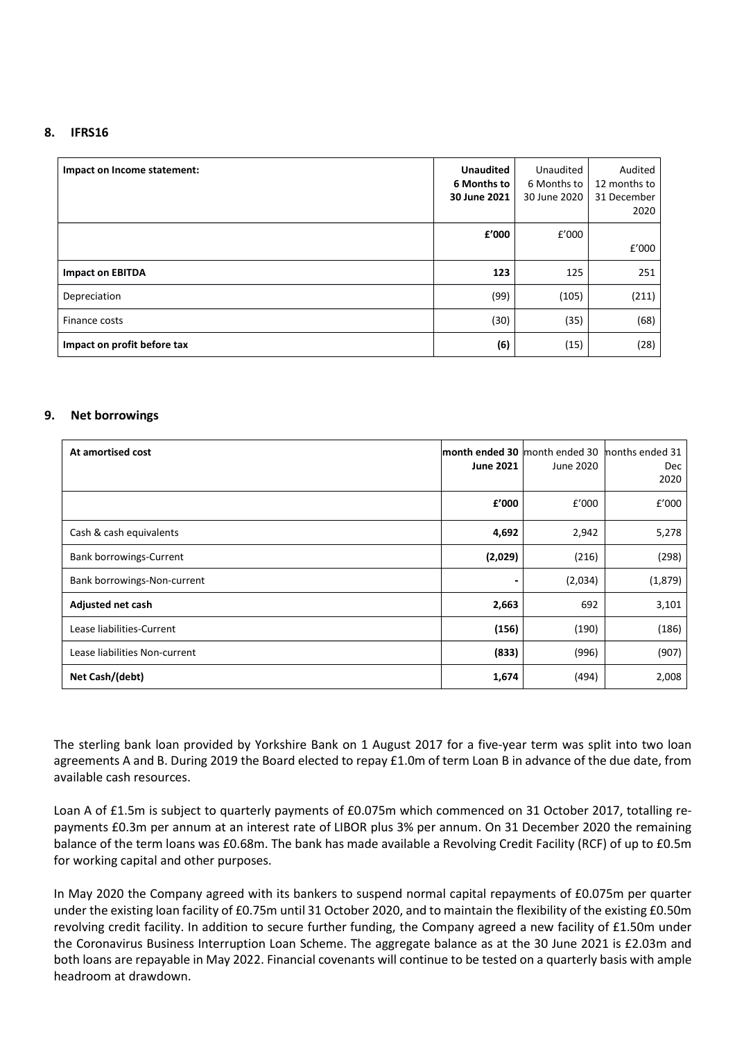## 8. IFRS16

| Impact on Income statement: | **Unaudited 6 Months to 30 June 2021** | Unaudited 6 Months to 30 June 2020 | Audited 12 months to 31 December 2020 |
|---|---|---|---|
| | **£'000** | £'000 | £'000 |
| **Impact on EBITDA** | **123** | 125 | 251 |
| Depreciation | (99) | (105) | (211) |
| Finance costs | (30) | (35) | (68) |
| **Impact on profit before tax** | **(6)** | (15) | (28) |

## 9. Net borrowings

| At amortised cost | **month ended 30 June 2021** | month ended 30 June 2020 | months ended 31 Dec 2020 |
|---|---|---|---|
| | **£'000** | £'000 | £'000 |
| Cash & cash equivalents | **4,692** | 2,942 | 5,278 |
| Bank borrowings-Current | **(2,029)** | (216) | (298) |
| Bank borrowings-Non-current | **-** | (2,034) | (1,879) |
| **Adjusted net cash** | **2,663** | 692 | 3,101 |
| Lease liabilities-Current | **(156)** | (190) | (186) |
| Lease liabilities Non-current | **(833)** | (996) | (907) |
| **Net Cash/(debt)** | **1,674** | (494) | 2,008 |

The sterling bank loan provided by Yorkshire Bank on 1 August 2017 for a five-year term was split into two loan agreements A and B. During 2019 the Board elected to repay £1.0m of term Loan B in advance of the due date, from available cash resources.

Loan A of £1.5m is subject to quarterly payments of £0.075m which commenced on 31 October 2017, totalling re-payments £0.3m per annum at an interest rate of LIBOR plus 3% per annum. On 31 December 2020 the remaining balance of the term loans was £0.68m. The bank has made available a Revolving Credit Facility (RCF) of up to £0.5m for working capital and other purposes.

In May 2020 the Company agreed with its bankers to suspend normal capital repayments of £0.075m per quarter under the existing loan facility of £0.75m until 31 October 2020, and to maintain the flexibility of the existing £0.50m revolving credit facility. In addition to secure further funding, the Company agreed a new facility of £1.50m under the Coronavirus Business Interruption Loan Scheme. The aggregate balance as at the 30 June 2021 is £2.03m and both loans are repayable in May 2022. Financial covenants will continue to be tested on a quarterly basis with ample headroom at drawdown.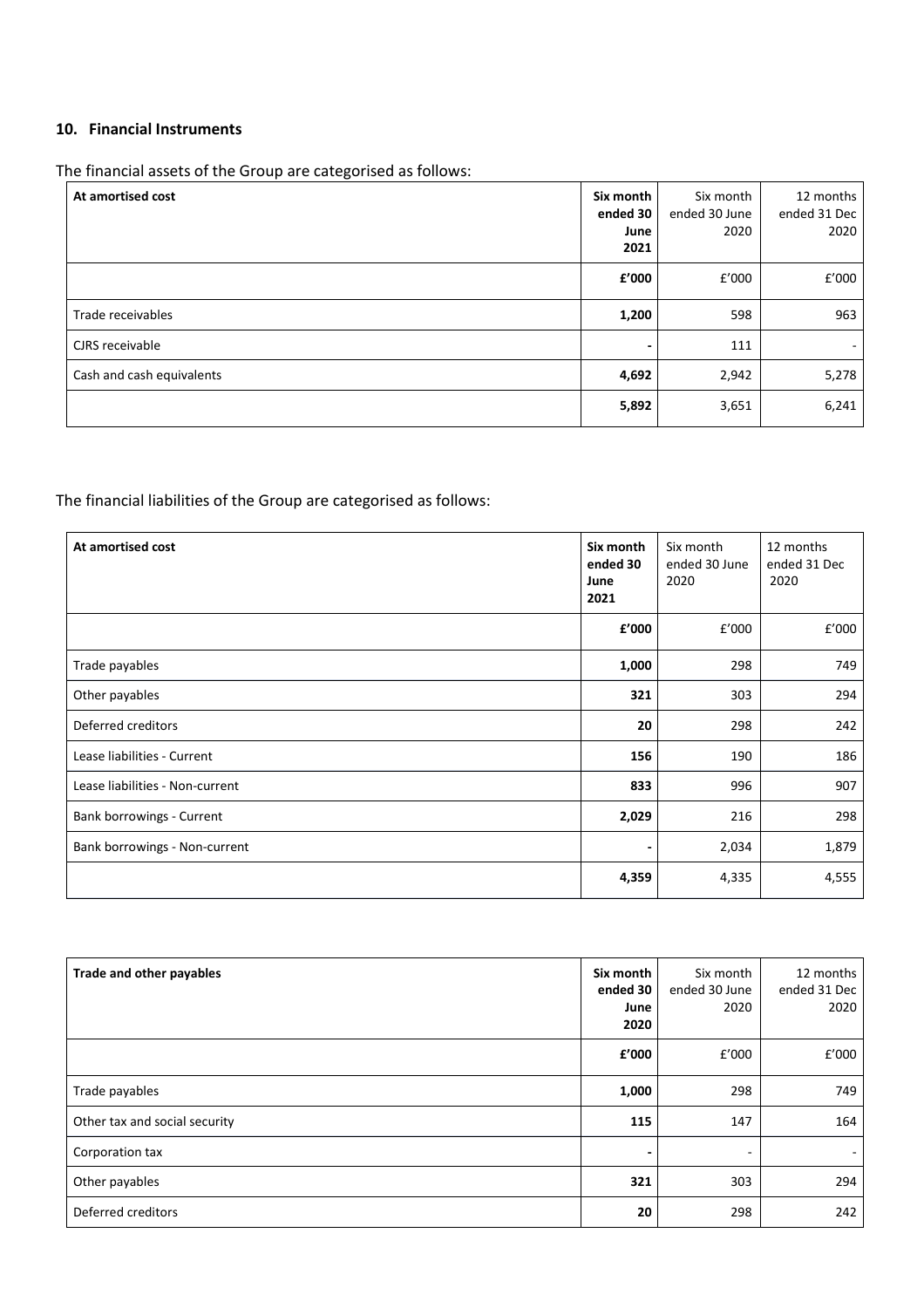## 10. Financial Instruments

The financial assets of the Group are categorised as follows:

| At amortised cost | Six month ended 30 June 2021 | Six month ended 30 June 2020 | 12 months ended 31 Dec 2020 |
|---|---|---|---|
| | **£'000** | £'000 | £'000 |
| Trade receivables | **1,200** | 598 | 963 |
| CJRS receivable | **-** | 111 | - |
| Cash and cash equivalents | **4,692** | 2,942 | 5,278 |
| | **5,892** | 3,651 | 6,241 |

The financial liabilities of the Group are categorised as follows:

| At amortised cost | Six month ended 30 June 2021 | Six month ended 30 June 2020 | 12 months ended 31 Dec 2020 |
|---|---|---|---|
| | **£'000** | £'000 | £'000 |
| Trade payables | **1,000** | 298 | 749 |
| Other payables | **321** | 303 | 294 |
| Deferred creditors | **20** | 298 | 242 |
| Lease liabilities - Current | **156** | 190 | 186 |
| Lease liabilities - Non-current | **833** | 996 | 907 |
| Bank borrowings - Current | **2,029** | 216 | 298 |
| Bank borrowings - Non-current | **-** | 2,034 | 1,879 |
| | **4,359** | 4,335 | 4,555 |

| Trade and other payables | Six month ended 30 June 2020 | Six month ended 30 June 2020 | 12 months ended 31 Dec 2020 |
|---|---|---|---|
| | **£'000** | £'000 | £'000 |
| Trade payables | **1,000** | 298 | 749 |
| Other tax and social security | **115** | 147 | 164 |
| Corporation tax | **-** | - | - |
| Other payables | **321** | 303 | 294 |
| Deferred creditors | **20** | 298 | 242 |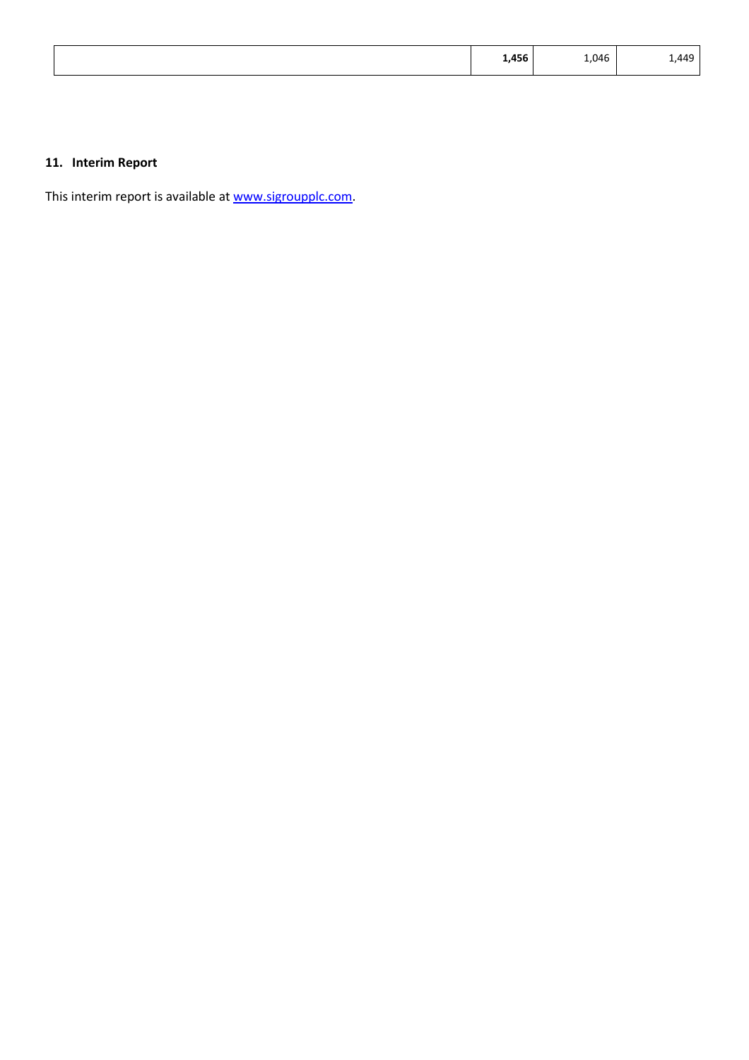| | | | |
|---|---|---|---|
| | **1,456** | 1,046 | 1,449 |

## 11. Interim Report

This interim report is available at [www.sigroupplc.com](http://www.sigroupplc.com).